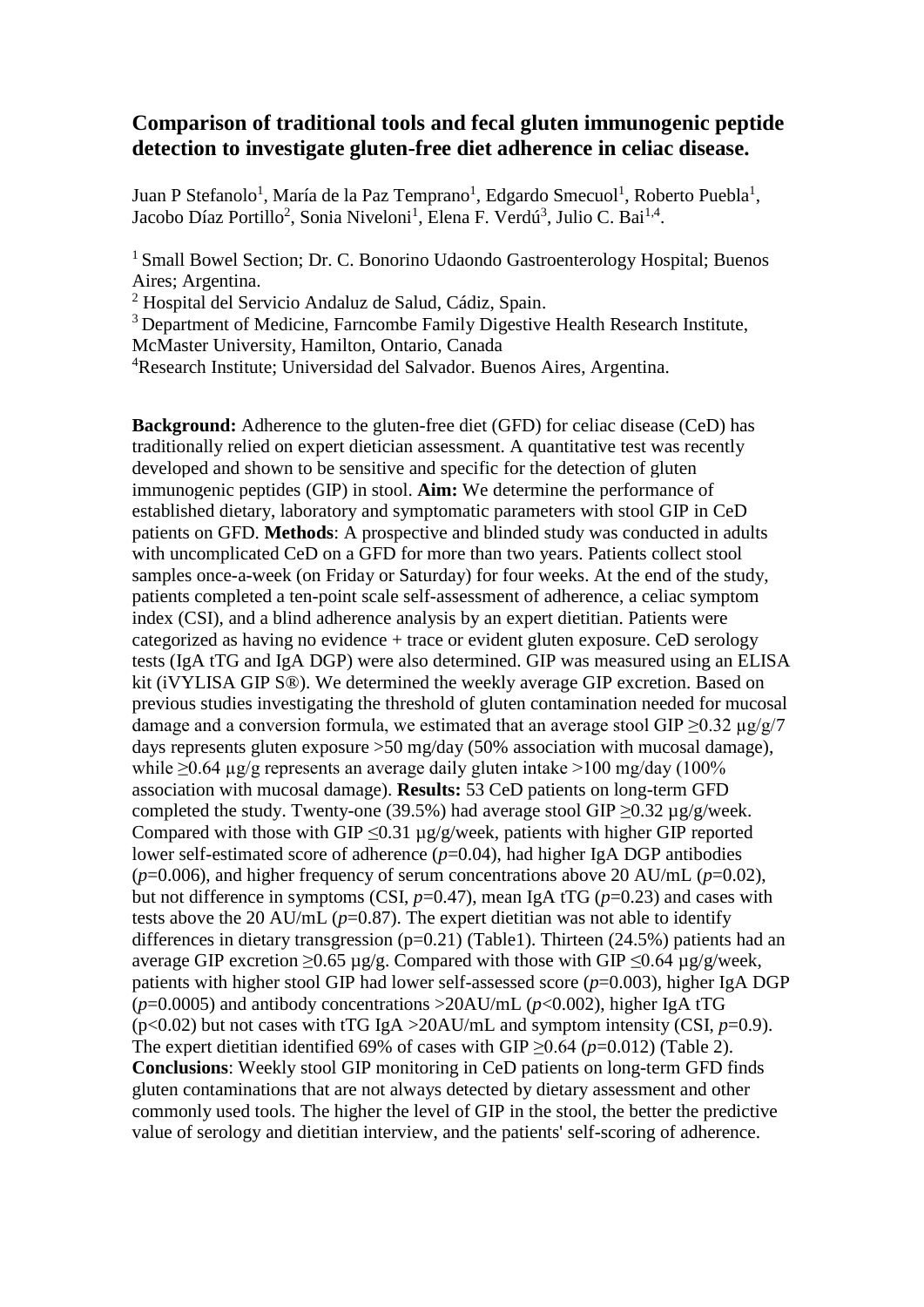# Comparison of traditional tools and fecal gluten immunogenic peptide detection to investigate gluten-free diet adherence in celiac disease.

Juan P Stefanolo[1], María de la Paz Temprano[1], Edgardo Smecuol[1], Roberto Puebla[1], Jacobo Díaz Portillo[2], Sonia Niveloni[1], Elena F. Verdú[3], Julio C. Bai[1,4].

[1] Small Bowel Section; Dr. C. Bonorino Udaondo Gastroenterology Hospital; Buenos Aires; Argentina.
[2] Hospital del Servicio Andaluz de Salud, Cádiz, Spain.
[3] Department of Medicine, Farncombe Family Digestive Health Research Institute, McMaster University, Hamilton, Ontario, Canada
[4]Research Institute; Universidad del Salvador. Buenos Aires, Argentina.

**Background:** Adherence to the gluten-free diet (GFD) for celiac disease (CeD) has traditionally relied on expert dietician assessment. A quantitative test was recently developed and shown to be sensitive and specific for the detection of gluten immunogenic peptides (GIP) in stool. **Aim:** We determine the performance of established dietary, laboratory and symptomatic parameters with stool GIP in CeD patients on GFD. **Methods**: A prospective and blinded study was conducted in adults with uncomplicated CeD on a GFD for more than two years. Patients collect stool samples once-a-week (on Friday or Saturday) for four weeks. At the end of the study, patients completed a ten-point scale self-assessment of adherence, a celiac symptom index (CSI), and a blind adherence analysis by an expert dietitian. Patients were categorized as having no evidence + trace or evident gluten exposure. CeD serology tests (IgA tTG and IgA DGP) were also determined. GIP was measured using an ELISA kit (iVYLISA GIP S®). We determined the weekly average GIP excretion. Based on previous studies investigating the threshold of gluten contamination needed for mucosal damage and a conversion formula, we estimated that an average stool GIP $\geq$0.32 µg/g/7 days represents gluten exposure >50 mg/day (50% association with mucosal damage), while $\geq$0.64 µg/g represents an average daily gluten intake >100 mg/day (100% association with mucosal damage). **Results:** 53 CeD patients on long-term GFD completed the study. Twenty-one (39.5%) had average stool GIP $\geq$0.32 µg/g/week. Compared with those with GIP $\leq$0.31 µg/g/week, patients with higher GIP reported lower self-estimated score of adherence ($p$=0.04), had higher IgA DGP antibodies ($p$=0.006), and higher frequency of serum concentrations above 20 AU/mL ($p$=0.02), but not difference in symptoms (CSI, $p$=0.47), mean IgA tTG ($p$=0.23) and cases with tests above the 20 AU/mL ($p$=0.87). The expert dietitian was not able to identify differences in dietary transgression (p=0.21) (Table1). Thirteen (24.5%) patients had an average GIP excretion $\geq$0.65 µg/g. Compared with those with GIP $\leq$0.64 µg/g/week, patients with higher stool GIP had lower self-assessed score ($p$=0.003), higher IgA DGP ($p$=0.0005) and antibody concentrations >20AU/mL ($p$<0.002), higher IgA tTG (p<0.02) but not cases with tTG IgA >20AU/mL and symptom intensity (CSI, $p$=0.9). The expert dietitian identified 69% of cases with GIP $\geq$0.64 ($p$=0.012) (Table 2). **Conclusions**: Weekly stool GIP monitoring in CeD patients on long-term GFD finds gluten contaminations that are not always detected by dietary assessment and other commonly used tools. The higher the level of GIP in the stool, the better the predictive value of serology and dietitian interview, and the patients' self-scoring of adherence.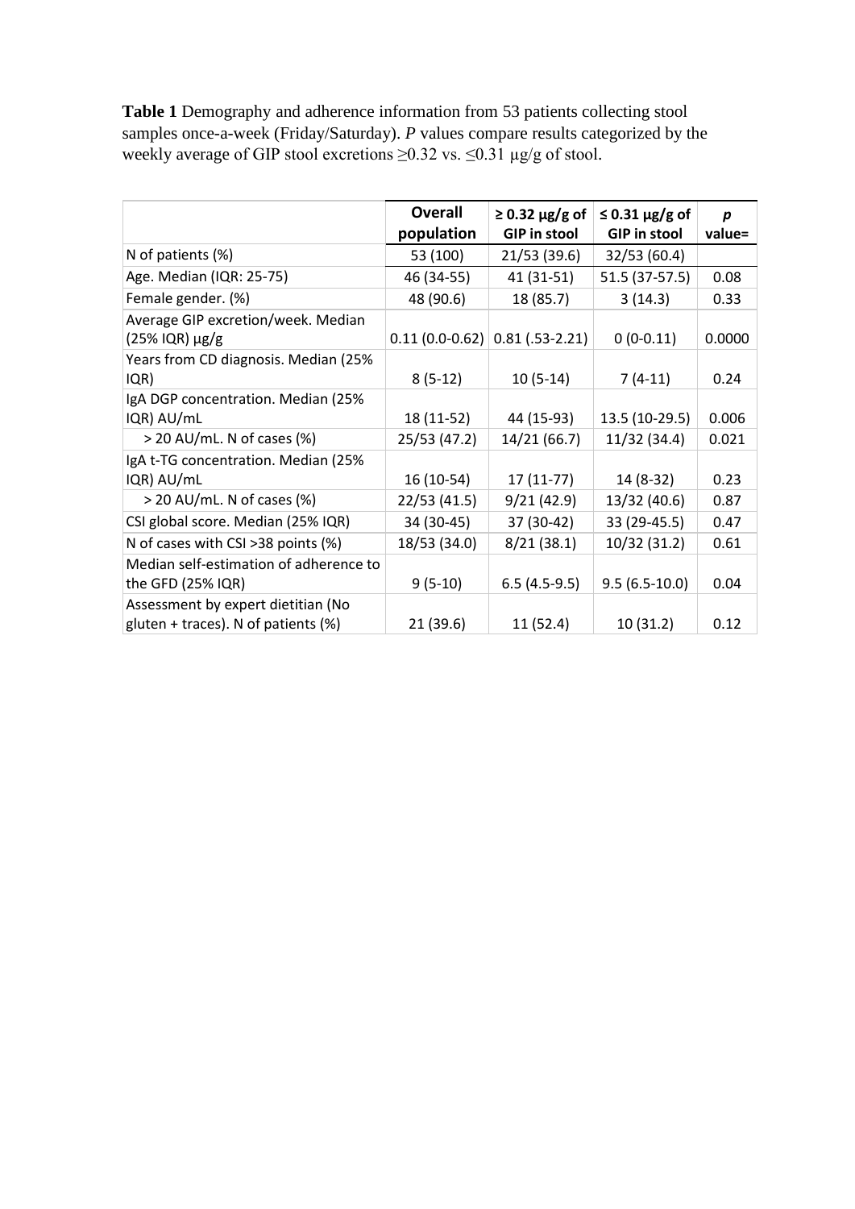**Table 1** Demography and adherence information from 53 patients collecting stool samples once-a-week (Friday/Saturday). *P* values compare results categorized by the weekly average of GIP stool excretions ≥0.32 vs. ≤0.31 μg/g of stool.

| | **Overall population** | **≥ 0.32 μg/g of GIP in stool** | **≤ 0.31 μg/g of GIP in stool** | ***p* value=** |
|---|---|---|---|---|
| N of patients (%) | 53 (100) | 21/53 (39.6) | 32/53 (60.4) | |
| Age. Median (IQR: 25-75) | 46 (34-55) | 41 (31-51) | 51.5 (37-57.5) | 0.08 |
| Female gender. (%) | 48 (90.6) | 18 (85.7) | 3 (14.3) | 0.33 |
| Average GIP excretion/week. Median (25% IQR) μg/g | 0.11 (0.0-0.62) | 0.81 (.53-2.21) | 0 (0-0.11) | 0.0000 |
| Years from CD diagnosis. Median (25% IQR) | 8 (5-12) | 10 (5-14) | 7 (4-11) | 0.24 |
| IgA DGP concentration. Median (25% IQR) AU/mL | 18 (11-52) | 44 (15-93) | 13.5 (10-29.5) | 0.006 |
| > 20 AU/mL. N of cases (%) | 25/53 (47.2) | 14/21 (66.7) | 11/32 (34.4) | 0.021 |
| IgA t-TG concentration. Median (25% IQR) AU/mL | 16 (10-54) | 17 (11-77) | 14 (8-32) | 0.23 |
| > 20 AU/mL. N of cases (%) | 22/53 (41.5) | 9/21 (42.9) | 13/32 (40.6) | 0.87 |
| CSI global score. Median (25% IQR) | 34 (30-45) | 37 (30-42) | 33 (29-45.5) | 0.47 |
| N of cases with CSI >38 points (%) | 18/53 (34.0) | 8/21 (38.1) | 10/32 (31.2) | 0.61 |
| Median self-estimation of adherence to the GFD (25% IQR) | 9 (5-10) | 6.5 (4.5-9.5) | 9.5 (6.5-10.0) | 0.04 |
| Assessment by expert dietitian (No gluten + traces). N of patients (%) | 21 (39.6) | 11 (52.4) | 10 (31.2) | 0.12 |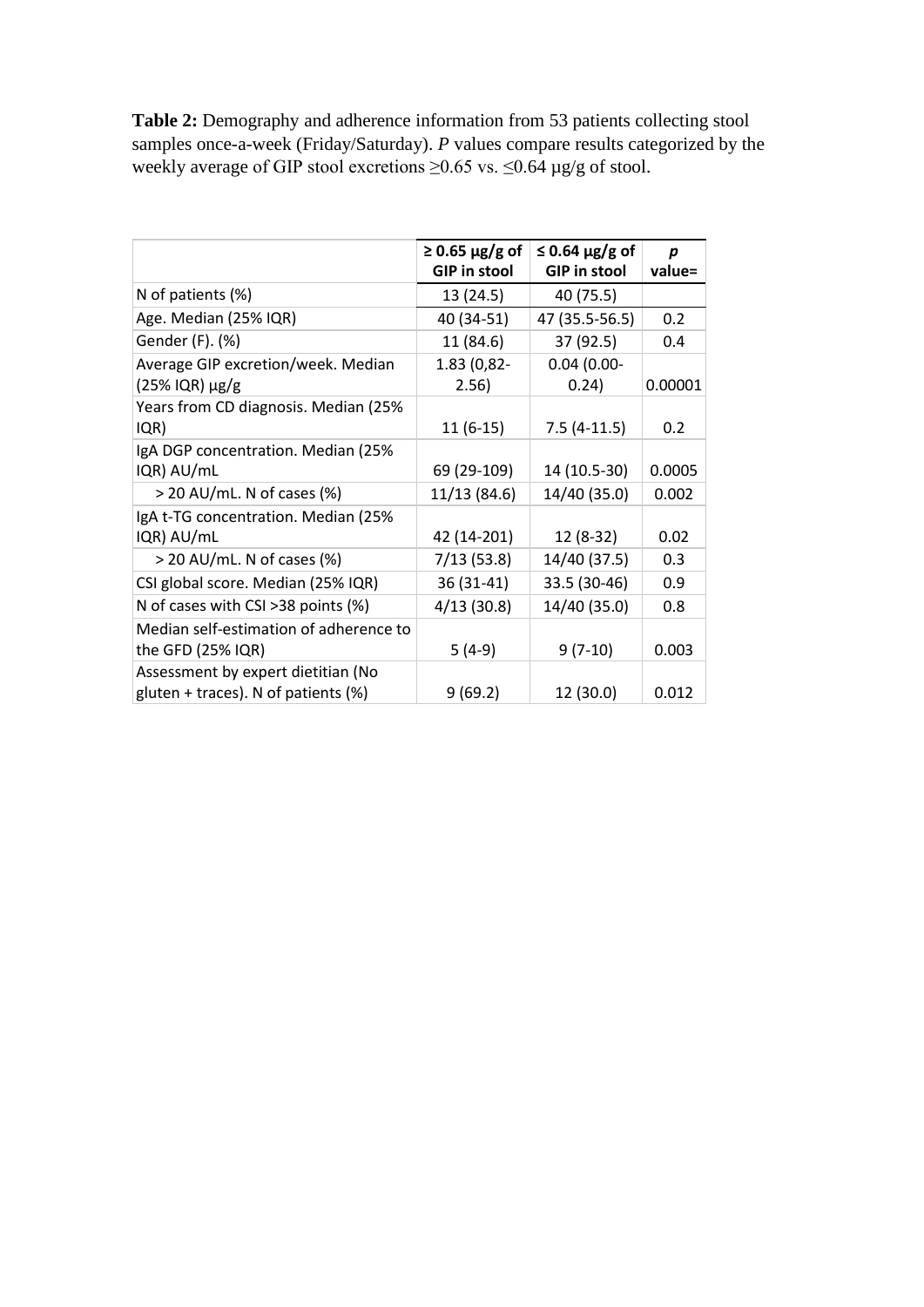**Table 2:** Demography and adherence information from 53 patients collecting stool samples once-a-week (Friday/Saturday). *P* values compare results categorized by the weekly average of GIP stool excretions ≥0.65 vs. ≤0.64 µg/g of stool.

| | **≥ 0.65 µg/g of GIP in stool** | **≤ 0.64 µg/g of GIP in stool** | ***p* value=** |
|---|---|---|---|
| N of patients (%) | 13 (24.5) | 40 (75.5) | |
| Age. Median (25% IQR) | 40 (34-51) | 47 (35.5-56.5) | 0.2 |
| Gender (F). (%) | 11 (84.6) | 37 (92.5) | 0.4 |
| Average GIP excretion/week. Median (25% IQR) µg/g | 1.83 (0,82-2.56) | 0.04 (0.00-0.24) | 0.00001 |
| Years from CD diagnosis. Median (25% IQR) | 11 (6-15) | 7.5 (4-11.5) | 0.2 |
| IgA DGP concentration. Median (25% IQR) AU/mL | 69 (29-109) | 14 (10.5-30) | 0.0005 |
| > 20 AU/mL. N of cases (%) | 11/13 (84.6) | 14/40 (35.0) | 0.002 |
| IgA t-TG concentration. Median (25% IQR) AU/mL | 42 (14-201) | 12 (8-32) | 0.02 |
| > 20 AU/mL. N of cases (%) | 7/13 (53.8) | 14/40 (37.5) | 0.3 |
| CSI global score. Median (25% IQR) | 36 (31-41) | 33.5 (30-46) | 0.9 |
| N of cases with CSI >38 points (%) | 4/13 (30.8) | 14/40 (35.0) | 0.8 |
| Median self-estimation of adherence to the GFD (25% IQR) | 5 (4-9) | 9 (7-10) | 0.003 |
| Assessment by expert dietitian (No gluten + traces). N of patients (%) | 9 (69.2) | 12 (30.0) | 0.012 |